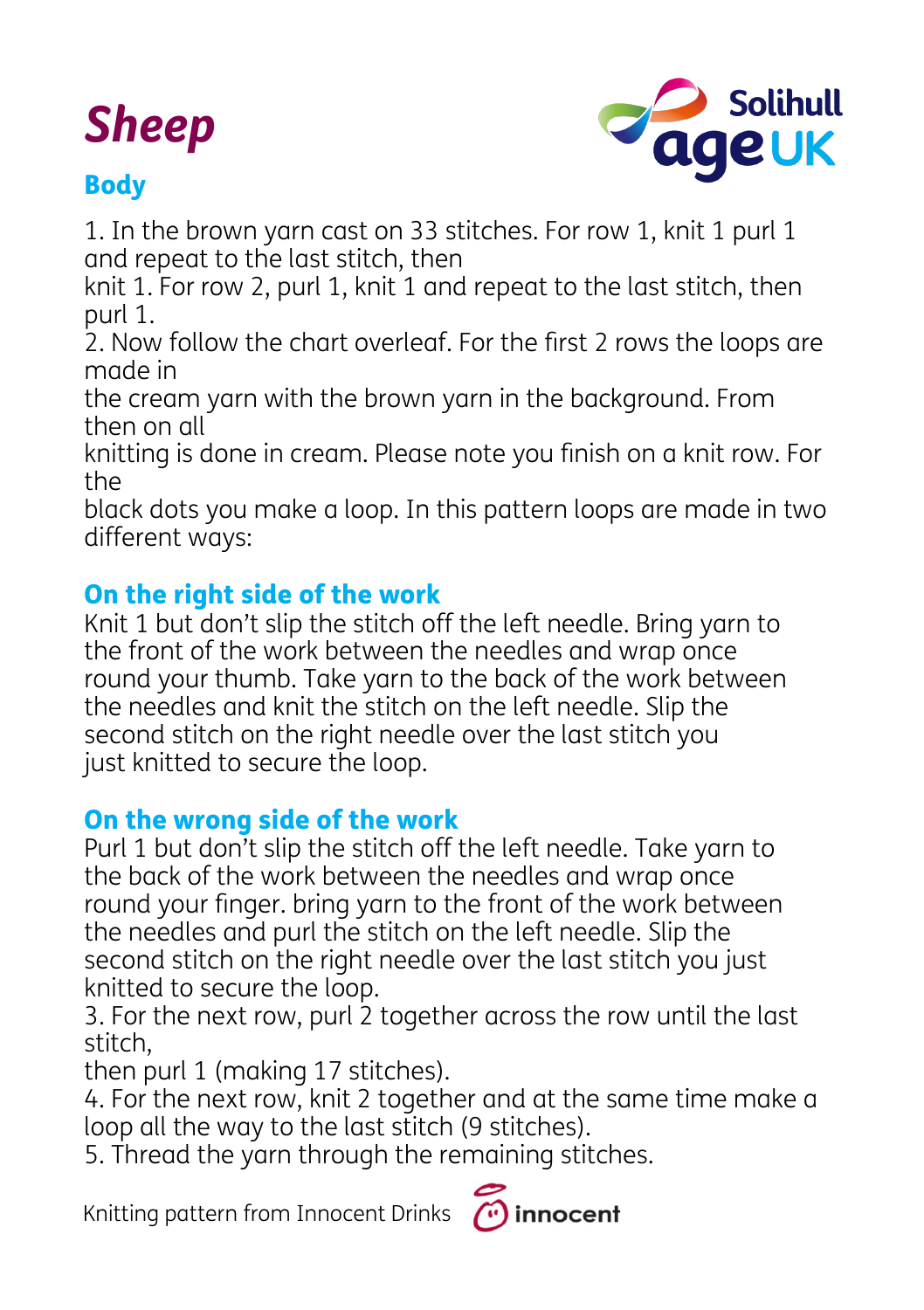# Sheep

Solihull age UK

## Body

1. In the brown yarn cast on 33 stitches. For row 1, knit 1 purl 1 and repeat to the last stitch, then knit 1. For row 2, purl 1, knit 1 and repeat to the last stitch, then purl 1.
2. Now follow the chart overleaf. For the first 2 rows the loops are made in the cream yarn with the brown yarn in the background. From then on all knitting is done in cream. Please note you finish on a knit row. For the black dots you make a loop. In this pattern loops are made in two different ways:

### On the right side of the work

Knit 1 but don't slip the stitch off the left needle. Bring yarn to the front of the work between the needles and wrap once round your thumb. Take yarn to the back of the work between the needles and knit the stitch on the left needle. Slip the second stitch on the right needle over the last stitch you just knitted to secure the loop.

### On the wrong side of the work

Purl 1 but don't slip the stitch off the left needle. Take yarn to the back of the work between the needles and wrap once round your finger. bring yarn to the front of the work between the needles and purl the stitch on the left needle. Slip the second stitch on the right needle over the last stitch you just knitted to secure the loop.

3. For the next row, purl 2 together across the row until the last stitch, then purl 1 (making 17 stitches).
4. For the next row, knit 2 together and at the same time make a loop all the way to the last stitch (9 stitches).
5. Thread the yarn through the remaining stitches.

Knitting pattern from Innocent Drinks innocent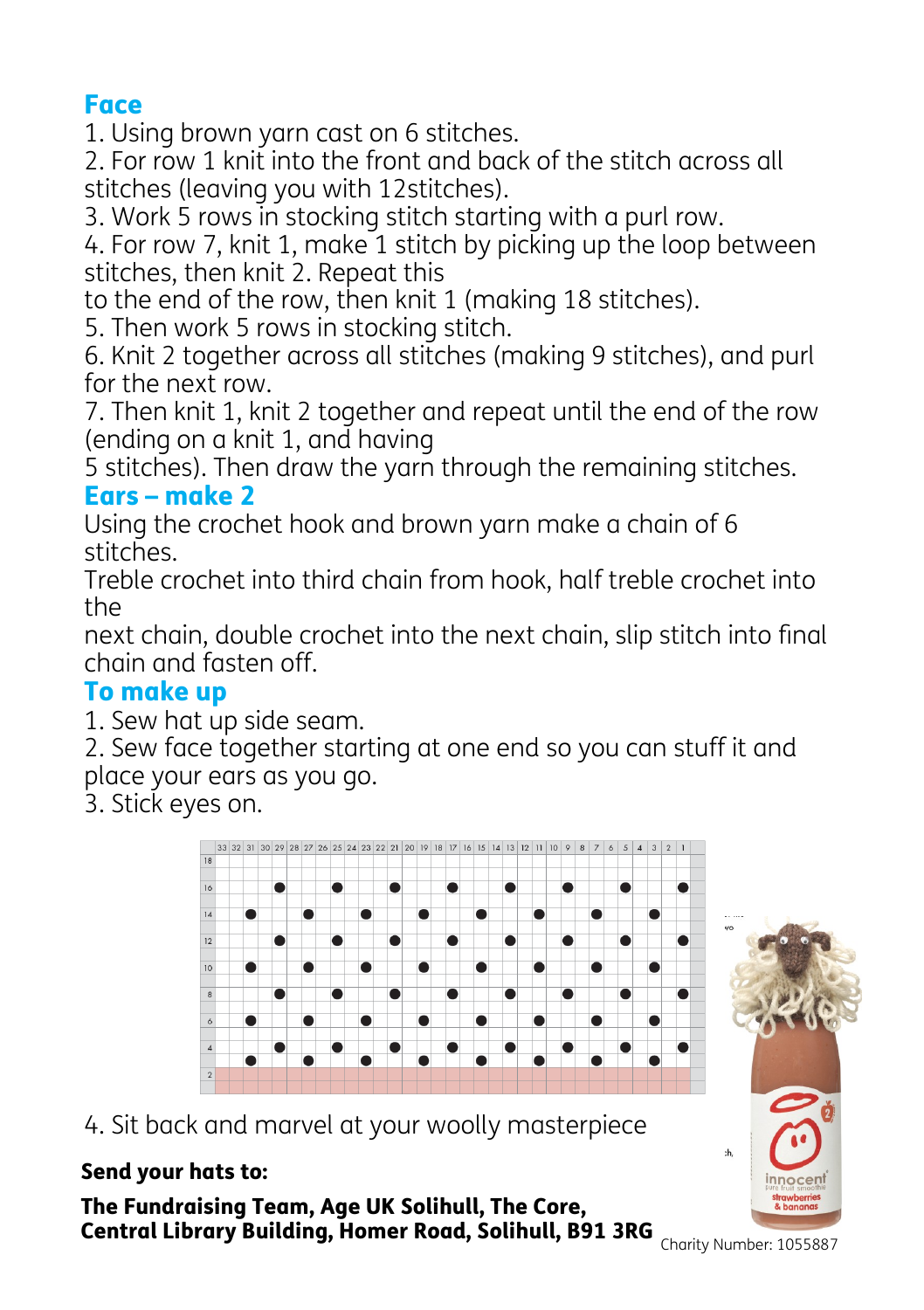## Face

1. Using brown yarn cast on 6 stitches.
2. For row 1 knit into the front and back of the stitch across all stitches (leaving you with 12stitches).
3. Work 5 rows in stocking stitch starting with a purl row.
4. For row 7, knit 1, make 1 stitch by picking up the loop between stitches, then knit 2. Repeat this to the end of the row, then knit 1 (making 18 stitches).
5. Then work 5 rows in stocking stitch.
6. Knit 2 together across all stitches (making 9 stitches), and purl for the next row.
7. Then knit 1, knit 2 together and repeat until the end of the row (ending on a knit 1, and having 5 stitches). Then draw the yarn through the remaining stitches.

## Ears – make 2

Using the crochet hook and brown yarn make a chain of 6 stitches.

Treble crochet into third chain from hook, half treble crochet into the next chain, double crochet into the next chain, slip stitch into final chain and fasten off.

## To make up

1. Sew hat up side seam.
2. Sew face together starting at one end so you can stuff it and place your ears as you go.
3. Stick eyes on.

33 32 31 30 29 28 27 26 25 24 23 22 21 20 19 18 17 16 15 14 13 12 11 10 9 8 7 6 5 4 3 2 1

18
16
14
12
10
8
6
4
2

4. Sit back and marvel at your woolly masterpiece

**Send your hats to:**

**The Fundraising Team, Age UK Solihull, The Core, Central Library Building, Homer Road, Solihull, B91 3RG**

Charity Number: 1055887